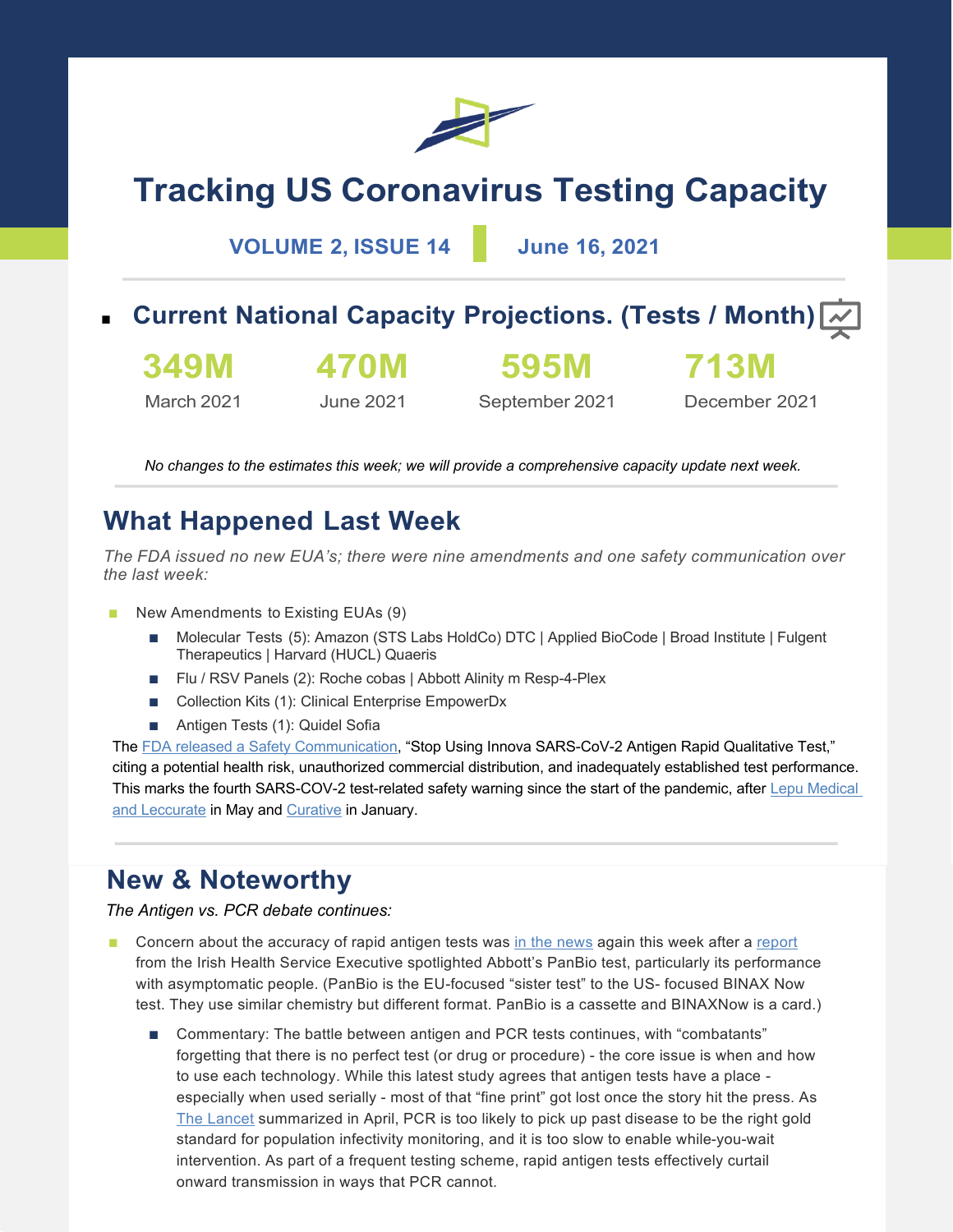# Tracking US Coronavirus Testing Capacity

**VOLUME 2, ISSUE 14** | **June 16, 2021**

- ## Current National Capacity Projections. (Tests / Month)

| 349M | 470M | 595M | 713M |
|---|---|---|---|
| March 2021 | June 2021 | September 2021 | December 2021 |

*No changes to the estimates this week; we will provide a comprehensive capacity update next week.*

## What Happened Last Week

*The FDA issued no new EUA's; there were nine amendments and one safety communication over the last week:*

- New Amendments to Existing EUAs (9)
  - Molecular Tests (5): Amazon (STS Labs HoldCo) DTC | Applied BioCode | Broad Institute | Fulgent Therapeutics | Harvard (HUCL) Quaeris
  - Flu / RSV Panels (2): Roche cobas | Abbott Alinity m Resp-4-Plex
  - Collection Kits (1): Clinical Enterprise EmpowerDx
  - Antigen Tests (1): Quidel Sofia

The FDA released a Safety Communication, "Stop Using Innova SARS-CoV-2 Antigen Rapid Qualitative Test," citing a potential health risk, unauthorized commercial distribution, and inadequately established test performance. This marks the fourth SARS-COV-2 test-related safety warning since the start of the pandemic, after Lepu Medical and Leccurate in May and Curative in January.

## New & Noteworthy

*The Antigen vs. PCR debate continues:*

- Concern about the accuracy of rapid antigen tests was in the news again this week after a report from the Irish Health Service Executive spotlighted Abbott's PanBio test, particularly its performance with asymptomatic people. (PanBio is the EU-focused "sister test" to the US- focused BINAX Now test. They use similar chemistry but different format. PanBio is a cassette and BINAXNow is a card.)
  - Commentary: The battle between antigen and PCR tests continues, with "combatants" forgetting that there is no perfect test (or drug or procedure) - the core issue is when and how to use each technology. While this latest study agrees that antigen tests have a place - especially when used serially - most of that "fine print" got lost once the story hit the press. As The Lancet summarized in April, PCR is too likely to pick up past disease to be the right gold standard for population infectivity monitoring, and it is too slow to enable while-you-wait intervention. As part of a frequent testing scheme, rapid antigen tests effectively curtail onward transmission in ways that PCR cannot.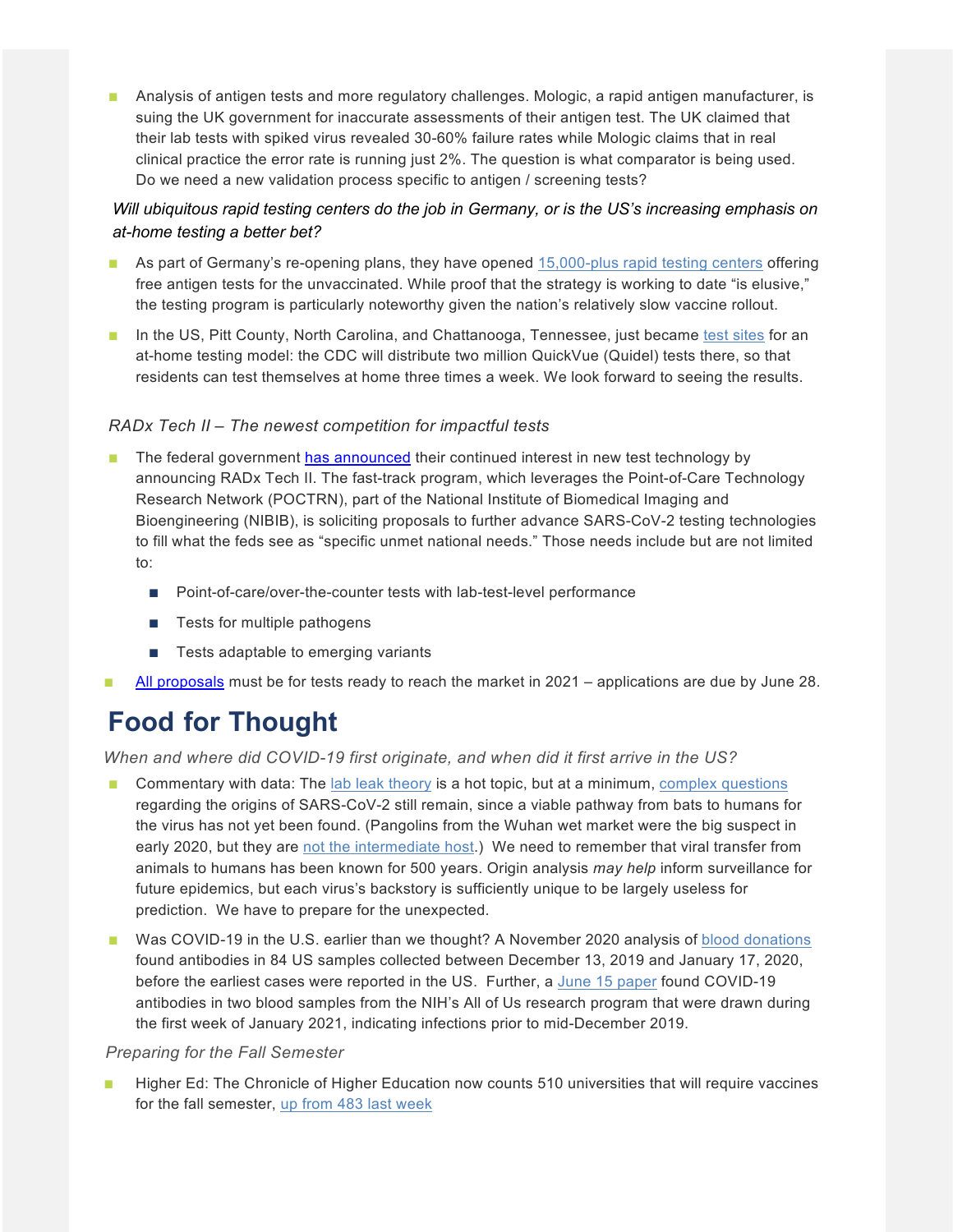- Analysis of antigen tests and more regulatory challenges. Mologic, a rapid antigen manufacturer, is suing the UK government for inaccurate assessments of their antigen test. The UK claimed that their lab tests with spiked virus revealed 30-60% failure rates while Mologic claims that in real clinical practice the error rate is running just 2%. The question is what comparator is being used. Do we need a new validation process specific to antigen / screening tests?

*Will ubiquitous rapid testing centers do the job in Germany, or is the US's increasing emphasis on at-home testing a better bet?*

- As part of Germany's re-opening plans, they have opened 15,000-plus rapid testing centers offering free antigen tests for the unvaccinated. While proof that the strategy is working to date "is elusive," the testing program is particularly noteworthy given the nation's relatively slow vaccine rollout.
- In the US, Pitt County, North Carolina, and Chattanooga, Tennessee, just became test sites for an at-home testing model: the CDC will distribute two million QuickVue (Quidel) tests there, so that residents can test themselves at home three times a week. We look forward to seeing the results.

*RADx Tech II – The newest competition for impactful tests*

- The federal government has announced their continued interest in new test technology by announcing RADx Tech II. The fast-track program, which leverages the Point-of-Care Technology Research Network (POCTRN), part of the National Institute of Biomedical Imaging and Bioengineering (NIBIB), is soliciting proposals to further advance SARS-CoV-2 testing technologies to fill what the feds see as "specific unmet national needs." Those needs include but are not limited to:
  - Point-of-care/over-the-counter tests with lab-test-level performance
  - Tests for multiple pathogens
  - Tests adaptable to emerging variants
- All proposals must be for tests ready to reach the market in 2021 – applications are due by June 28.

# Food for Thought

*When and where did COVID-19 first originate, and when did it first arrive in the US?*

- Commentary with data: The lab leak theory is a hot topic, but at a minimum, complex questions regarding the origins of SARS-CoV-2 still remain, since a viable pathway from bats to humans for the virus has not yet been found. (Pangolins from the Wuhan wet market were the big suspect in early 2020, but they are not the intermediate host.) We need to remember that viral transfer from animals to humans has been known for 500 years. Origin analysis *may help* inform surveillance for future epidemics, but each virus's backstory is sufficiently unique to be largely useless for prediction. We have to prepare for the unexpected.
- Was COVID-19 in the U.S. earlier than we thought? A November 2020 analysis of blood donations found antibodies in 84 US samples collected between December 13, 2019 and January 17, 2020, before the earliest cases were reported in the US. Further, a June 15 paper found COVID-19 antibodies in two blood samples from the NIH's All of Us research program that were drawn during the first week of January 2021, indicating infections prior to mid-December 2019.

*Preparing for the Fall Semester*

- Higher Ed: The Chronicle of Higher Education now counts 510 universities that will require vaccines for the fall semester, up from 483 last week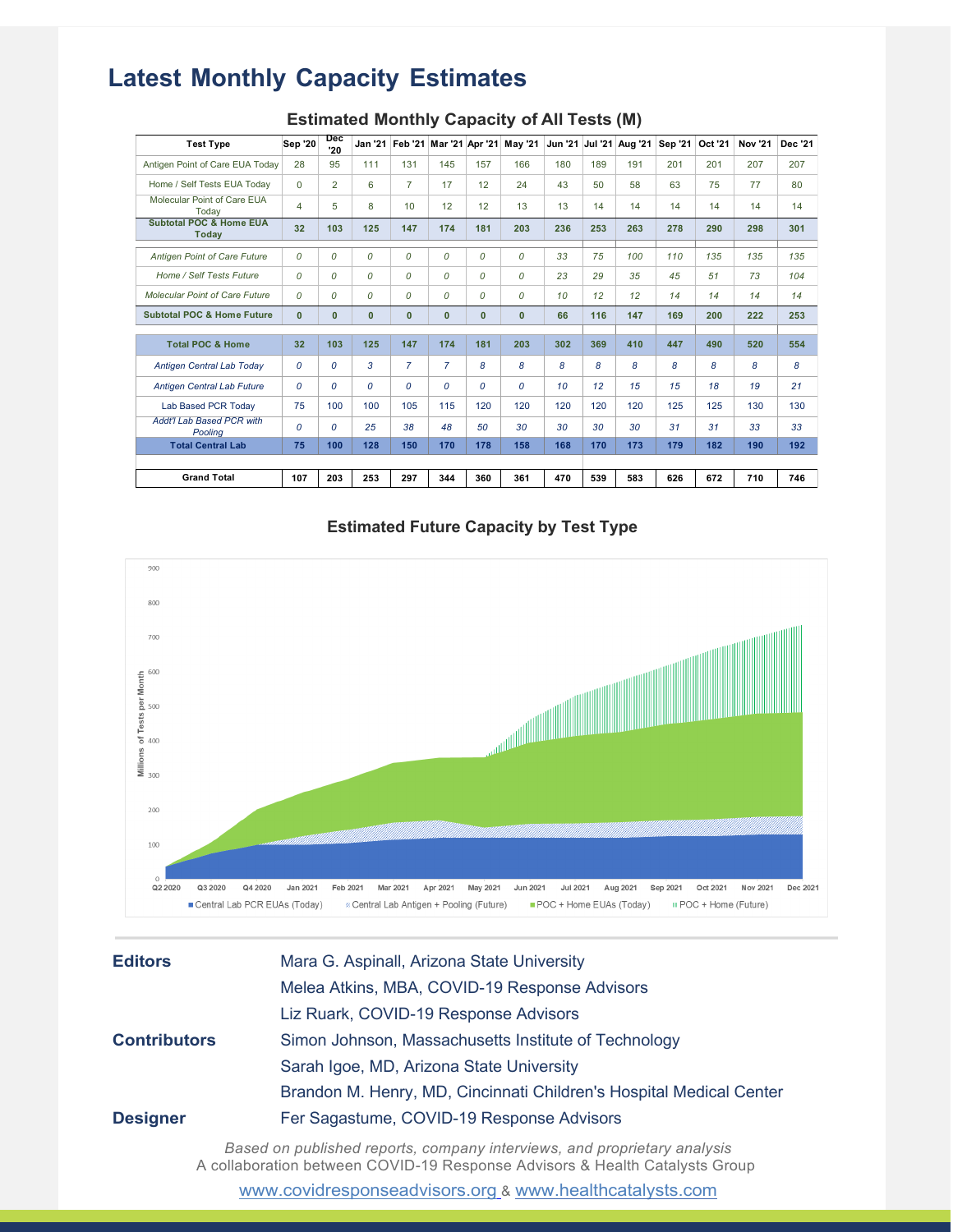# Latest Monthly Capacity Estimates

### Estimated Monthly Capacity of All Tests (M)

| Test Type | Sep '20 | Dec '20 | Jan '21 | Feb '21 | Mar '21 | Apr '21 | May '21 | Jun '21 | Jul '21 | Aug '21 | Sep '21 | Oct '21 | Nov '21 | Dec '21 |
|---|---|---|---|---|---|---|---|---|---|---|---|---|---|---|
| Antigen Point of Care EUA Today | 28 | 95 | 111 | 131 | 145 | 157 | 166 | 180 | 189 | 191 | 201 | 201 | 207 | 207 |
| Home / Self Tests EUA Today | 0 | 2 | 6 | 7 | 17 | 12 | 24 | 43 | 50 | 58 | 63 | 75 | 77 | 80 |
| Molecular Point of Care EUA Today | 4 | 5 | 8 | 10 | 12 | 12 | 13 | 13 | 14 | 14 | 14 | 14 | 14 | 14 |
| **Subtotal POC & Home EUA Today** | **32** | **103** | **125** | **147** | **174** | **181** | **203** | **236** | **253** | **263** | **278** | **290** | **298** | **301** |
| *Antigen Point of Care Future* | *0* | *0* | *0* | *0* | *0* | *0* | *0* | *33* | *75* | *100* | *110* | *135* | *135* | *135* |
| *Home / Self Tests Future* | *0* | *0* | *0* | *0* | *0* | *0* | *0* | *23* | *29* | *35* | *45* | *51* | *73* | *104* |
| *Molecular Point of Care Future* | *0* | *0* | *0* | *0* | *0* | *0* | *0* | *10* | *12* | *12* | *14* | *14* | *14* | *14* |
| **Subtotal POC & Home Future** | **0** | **0** | **0** | **0** | **0** | **0** | **0** | **66** | **116** | **147** | **169** | **200** | **222** | **253** |
| **Total POC & Home** | **32** | **103** | **125** | **147** | **174** | **181** | **203** | **302** | **369** | **410** | **447** | **490** | **520** | **554** |
| *Antigen Central Lab Today* | *0* | *0* | *3* | *7* | *7* | *8* | *8* | *8* | *8* | *8* | *8* | *8* | *8* | *8* |
| *Antigen Central Lab Future* | *0* | *0* | *0* | *0* | *0* | *0* | *0* | *10* | *12* | *15* | *15* | *18* | *19* | *21* |
| Lab Based PCR Today | 75 | 100 | 100 | 105 | 115 | 120 | 120 | 120 | 120 | 120 | 125 | 125 | 130 | 130 |
| *Addt'l Lab Based PCR with Pooling* | *0* | *0* | *25* | *38* | *48* | *50* | *30* | *30* | *30* | *30* | *31* | *31* | *33* | *33* |
| **Total Central Lab** | **75** | **100** | **128** | **150** | **170** | **178** | **158** | **168** | **170** | **173** | **179** | **182** | **190** | **192** |
| **Grand Total** | **107** | **203** | **253** | **297** | **344** | **360** | **361** | **470** | **539** | **583** | **626** | **672** | **710** | **746** |

### Estimated Future Capacity by Test Type

Millions of Tests per Month

0, 100, 200, 300, 400, 500, 600, 700, 800, 900

Q2 2020, Q3 2020, Q4 2020, Jan 2021, Feb 2021, Mar 2021, Apr 2021, May 2021, Jun 2021, Jul 2021, Aug 2021, Sep 2021, Oct 2021, Nov 2021, Dec 2021

Central Lab PCR EUAs (Today) · Central Lab Antigen + Pooling (Future) · POC + Home EUAs (Today) · POC + Home (Future)

---

**Editors**
Mara G. Aspinall, Arizona State University
Melea Atkins, MBA, COVID-19 Response Advisors
Liz Ruark, COVID-19 Response Advisors

**Contributors**
Simon Johnson, Massachusetts Institute of Technology
Sarah Igoe, MD, Arizona State University
Brandon M. Henry, MD, Cincinnati Children's Hospital Medical Center

**Designer**
Fer Sagastume, COVID-19 Response Advisors

*Based on published reports, company interviews, and proprietary analysis*
A collaboration between COVID-19 Response Advisors & Health Catalysts Group

www.covidresponseadvisors.org & www.healthcatalysts.com